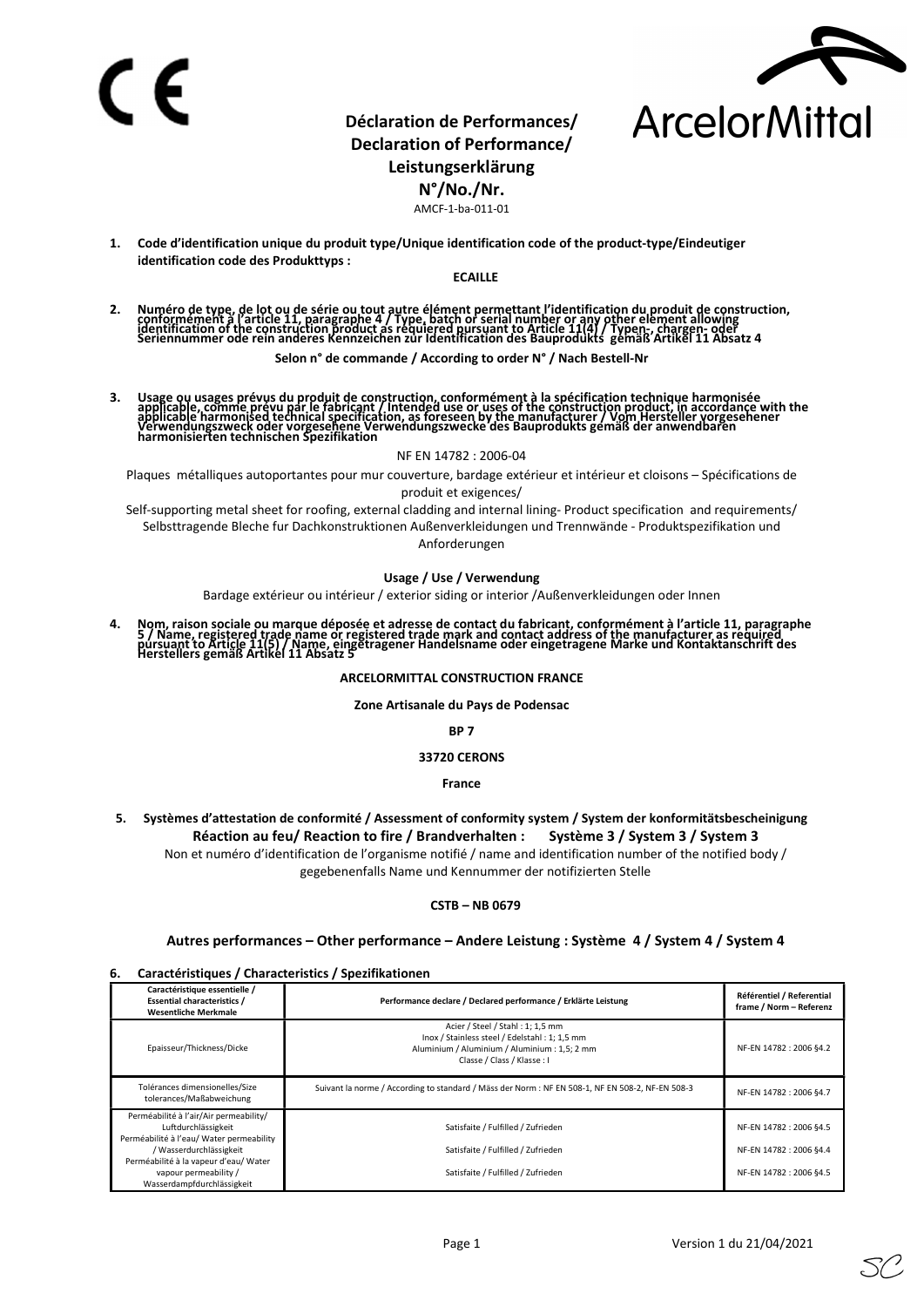# Déclaration de Performances/ Declaration of Performance/ Leistungserklärung

**N°/No./Nr.**

AMCF-1-ba-011-01

**1. Code d'identification unique du produit type/Unique identification code of the product-type/Eindeutiger identification code des Produkttyps :**

**ECAILLE**

**2. Numéro de type, de lot ou de série ou tout autre élément permettant l'identification du produit de construction, conformément à l'article 11, paragraphe 4 / Type, batch or serial number or any other element allowing identification of the construction product as required pursuant to Article 11(4) / Typen-, chargen- oder Seriennummer ode rein anderes Kennzeichen zur Identifikation des Bauprodukts gemäß Artikel 11 Absatz 4**

**Selon n° de commande / According to order N° / Nach Bestell-Nr**

**3. Usage ou usages prévus du produit de construction, conformément à la spécification technique harmonisée applicable, comme prévu par le fabricant / Intended use or uses of the construction product, in accordance with the applicable harmonised technical specification, as foreseen by the manufacturer / Vom Hersteller vorgesehener Verwendungszweck oder vorgesehene Verwendungszwecke des Bauprodukts gemäß der anwendbaren harmonisierten technischen Spezifikation**

NF EN 14782 : 2006-04

Plaques métalliques autoportantes pour mur couverture, bardage extérieur et intérieur et cloisons – Spécifications de produit et exigences/

Self-supporting metal sheet for roofing, external cladding and internal lining- Product specification and requirements/

Selbsttragende Bleche fur Dachkonstruktionen Außenverkleidungen und Trennwände - Produktspezifikation und Anforderungen

**Usage / Use / Verwendung**

Bardage extérieur ou intérieur / exterior siding or interior /Außenverkleidungen oder Innen

**4. Nom, raison sociale ou marque déposée et adresse de contact du fabricant, conformément à l'article 11, paragraphe 5 / Name, registered trade name or registered trade mark and contact address of the manufacturer as required pursuant to Article 11(5) / Name, eingetragener Handelsname oder eingetragene Marke und Kontaktanschrift des Herstellers gemäß Artikel 11 Absatz 5**

**ARCELORMITTAL CONSTRUCTION FRANCE**

**Zone Artisanale du Pays de Podensac**

**BP 7**

**33720 CERONS**

**France**

**5. Systèmes d'attestation de conformité / Assessment of conformity system / System der konformitätsbescheinigung**

**Réaction au feu/ Reaction to fire / Brandverhalten : Système 3 / System 3 / System 3**

Non et numéro d'identification de l'organisme notifié / name and identification number of the notified body / gegebenenfalls Name und Kennummer der notifizierten Stelle

**CSTB – NB 0679**

**Autres performances – Other performance – Andere Leistung : Système 4 / System 4 / System 4**

**6. Caractéristiques / Characteristics / Spezifikationen**

| Caractéristique essentielle / Essential characteristics / Wesentliche Merkmale | Performance declare / Declared performance / Erklärte Leistung | Référentiel / Referential frame / Norm – Referenz |
|---|---|---|
| Epaisseur/Thickness/Dicke | Acier / Steel / Stahl : 1; 1,5 mm<br>Inox / Stainless steel / Edelstahl : 1; 1,5 mm<br>Aluminium / Aluminium / Aluminium : 1,5; 2 mm<br>Classe / Class / Klasse : I | NF-EN 14782 : 2006 §4.2 |
| Tolérances dimensionelles/Size tolerances/Maßabweichung | Suivant la norme / According to standard / Mäss der Norm : NF EN 508-1, NF EN 508-2, NF-EN 508-3 | NF-EN 14782 : 2006 §4.7 |
| Perméabilité à l'air/Air permeability/ Luftdurchlässigkeit | Satisfaite / Fulfilled / Zufrieden | NF-EN 14782 : 2006 §4.5 |
| Perméabilité à l'eau/ Water permeability / Wasserdurchlässigkeit | Satisfaite / Fulfilled / Zufrieden | NF-EN 14782 : 2006 §4.4 |
| Perméabilité à la vapeur d'eau/ Water vapour permeability / Wasserdampfdurchlässigkeit | Satisfaite / Fulfilled / Zufrieden | NF-EN 14782 : 2006 §4.5 |

Version 1 du 21/04/2021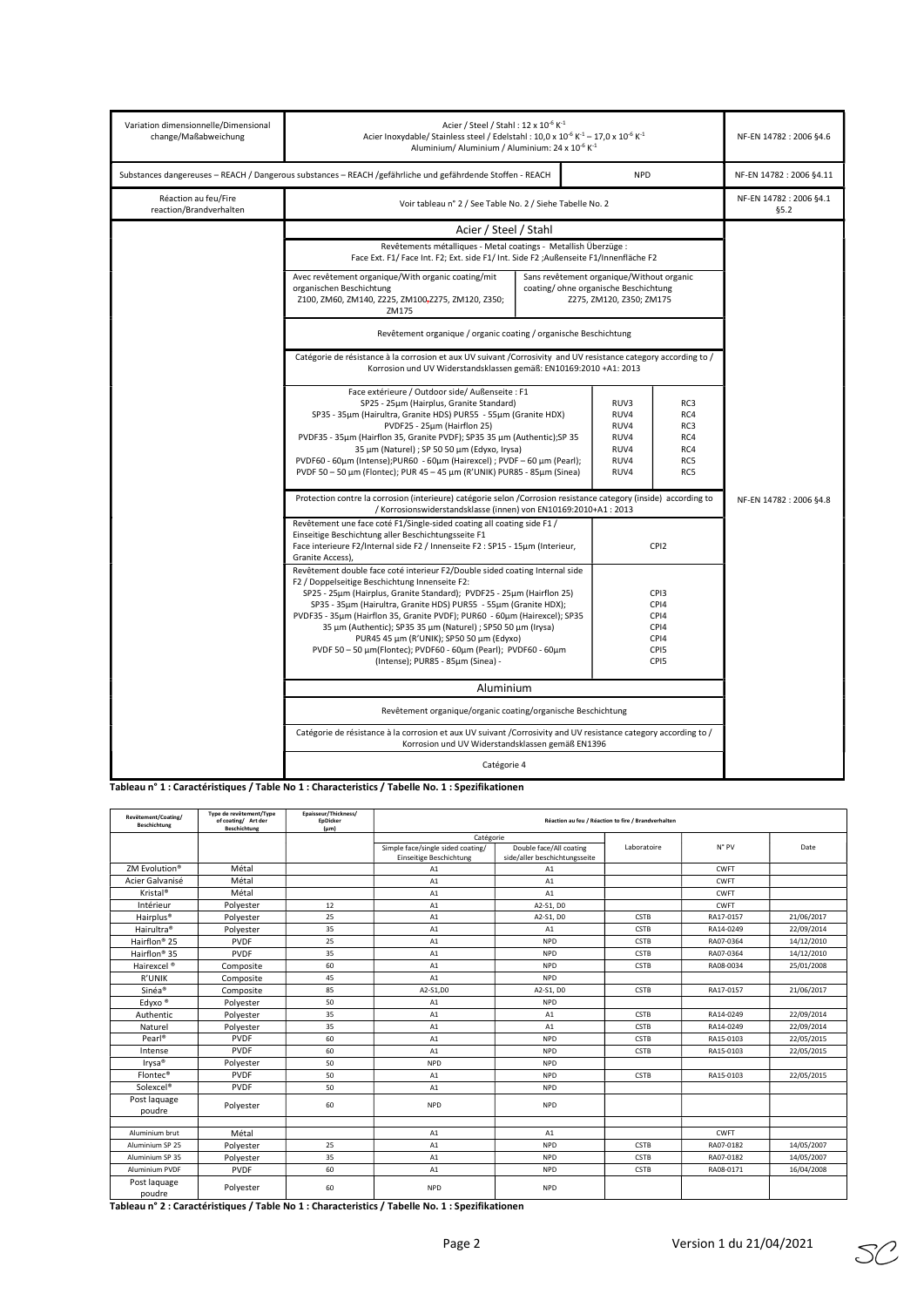| Variation dimensionnelle/Dimensional change/Maßabweichung | Acier / Steel / Stahl : 12 x $10^{-6}$ $K^{-1}$<br>Acier Inoxydable/ Stainless steel / Edelstahl : 10,0 x $10^{-6}$ $K^{-1}$ – 17,0 x $10^{-6}$ $K^{-1}$<br>Aluminium/ Aluminium / Aluminium: 24 x $10^{-6}$ $K^{-1}$ | | | NF-EN 14782 : 2006 §4.6 |
|---|---|---|---|---|
| Substances dangereuses – REACH / Dangerous substances – REACH /gefährliche und gefährdende Stoffen - REACH | | NPD | | NF-EN 14782 : 2006 §4.11 |
| Réaction au feu/Fire reaction/Brandverhalten | Voir tableau n° 2 / See Table No. 2 / Siehe Tabelle No. 2 | | | NF-EN 14782 : 2006 §4.1 §5.2 |
| | **Acier / Steel / Stahl** | | | NF-EN 14782 : 2006 §4.8 |
| | Revêtements métalliques - Metal coatings - Metallish Überzüge :<br>Face Ext. F1/ Face Int. F2; Ext. side F1/ Int. Side F2 ;Außenseite F1/Innenfläche F2 | | | |
| | Avec revêtement organique/With organic coating/mit organischen Beschichtung<br>Z100, ZM60, ZM140, Z225, ZM100,Z275, ZM120, Z350; ZM175 | Sans revêtement organique/Without organic coating/ ohne organische Beschichtung<br>Z275, ZM120, Z350; ZM175 | | |
| | Revêtement organique / organic coating / organische Beschichtung | | | |
| | Catégorie de résistance à la corrosion et aux UV suivant /Corrosivity and UV resistance category according to / Korrosion und UV Widerstandsklassen gemäß: EN10169:2010 +A1: 2013 | | | |
| | Face extérieure / Outdoor side/ Außenseite : F1<br>SP25 - 25µm (Hairplus, Granite Standard)<br>SP35 - 35µm (Hairultra, Granite HDS) PUR55 - 55µm (Granite HDX)<br>PVDF25 - 25µm (Hairflon 25)<br>PVDF35 - 35µm (Hairflon 35, Granite PVDF); SP35 35 µm (Authentic);SP 35 35 µm (Naturel) ; SP 50 50 µm (Edyxo, Irysa)<br>PVDF60 - 60µm (Intense);PUR60 - 60µm (Hairexcel) ; PVDF – 60 µm (Pearl);<br>PVDF 50 – 50 µm (Flontec); PUR 45 – 45 µm (R'UNIK) PUR85 - 85µm (Sinea) | RUV3<br>RUV4<br>RUV4<br>RUV4<br>RUV4<br>RUV4<br>RUV4 | RC3<br>RC4<br>RC3<br>RC4<br>RC4<br>RC5<br>RC5 | |
| | Protection contre la corrosion (interieure) catégorie selon /Corrosion resistance category (inside) according to / Korrosionswiderstandsklasse (innen) von EN10169:2010+A1 : 2013 | | | |
| | Revêtement une face coté F1/Single-sided coating all coating side F1 / Einseitige Beschichtung aller Beschichtungsseite F1<br>Face interieure F2/Internal side F2 / Innenseite F2 : SP15 - 15µm (Interieur, Granite Access), | CPI2 | | |
| | Revêtement double face coté interieur F2/Double sided coating Internal side F2 / Doppelseitige Beschichtung Innenseite F2:<br>SP25 - 25µm (Hairplus, Granite Standard); PVDF25 - 25µm (Hairflon 25)<br>SP35 - 35µm (Hairultra, Granite HDS) PUR55 - 55µm (Granite HDX);<br>PVDF35 - 35µm (Hairflon 35, Granite PVDF); PUR60 - 60µm (Hairexcel); SP35 35 µm (Authentic); SP35 35 µm (Naturel) ; SP50 50 µm (Irysa)<br>PUR45 45 µm (R'UNIK); SP50 50 µm (Edyxo)<br>PVDF 50 – 50 µm(Flontec); PVDF60 - 60µm (Pearl); PVDF60 - 60µm (Intense); PUR85 - 85µm (Sinea) - | CPI3<br>CPI4<br>CPI4<br>CPI4<br>CPI4<br>CPI5<br>CPI5 | | |
| | **Aluminium** | | | |
| | Revêtement organique/organic coating/organische Beschichtung | | | |
| | Catégorie de résistance à la corrosion et aux UV suivant /Corrosivity and UV resistance category according to / Korrosion und UV Widerstandsklassen gemäß EN1396 | | | |
| | Catégorie 4 | | | |

**Tableau n° 1 : Caractéristiques / Table No 1 : Characteristics / Tabelle No. 1 : Spezifikationen**

| Revêtement/Coating/ Beschichtung | Type de revêtement/Type of coating/ Art der Beschichtung | Epaisseur/Thickness/ EpDicker (µm) | Réaction au feu / Réaction to fire / Brandverhalten | | | | |
|---|---|---|---|---|---|---|---|
| | | | Catégorie | | Laboratoire | N° PV | Date |
| | | | Simple face/single sided coating/ Einseitige Beschichtung | Double face/All coating side/aller beschichtungsseite | | | |
| ZM Evolution® | Métal | | A1 | A1 | | CWFT | |
| Acier Galvanisé | Métal | | A1 | A1 | | CWFT | |
| Kristal® | Métal | | A1 | A1 | | CWFT | |
| Intérieur | Polyester | 12 | A1 | A2-S1, D0 | | CWFT | |
| Hairplus® | Polyester | 25 | A1 | A2-S1, D0 | CSTB | RA17-0157 | 21/06/2017 |
| Hairultra® | Polyester | 35 | A1 | A1 | CSTB | RA14-0249 | 22/09/2014 |
| Hairflon® 25 | PVDF | 25 | A1 | NPD | CSTB | RA07-0364 | 14/12/2010 |
| Hairflon® 35 | PVDF | 35 | A1 | NPD | CSTB | RA07-0364 | 14/12/2010 |
| Hairexcel ® | Composite | 60 | A1 | NPD | CSTB | RA08-0034 | 25/01/2008 |
| R'UNIK | Composite | 45 | A1 | NPD | | | |
| Sinéa® | Composite | 85 | A2-S1,D0 | A2-S1, D0 | CSTB | RA17-0157 | 21/06/2017 |
| Edyxo ® | Polyester | 50 | A1 | NPD | | | |
| Authentic | Polyester | 35 | A1 | A1 | CSTB | RA14-0249 | 22/09/2014 |
| Naturel | Polyester | 35 | A1 | A1 | CSTB | RA14-0249 | 22/09/2014 |
| Pearl® | PVDF | 60 | A1 | NPD | CSTB | RA15-0103 | 22/05/2015 |
| Intense | PVDF | 60 | A1 | NPD | CSTB | RA15-0103 | 22/05/2015 |
| Irysa® | Polyester | 50 | NPD | NPD | | | |
| Flontec® | PVDF | 50 | A1 | NPD | CSTB | RA15-0103 | 22/05/2015 |
| Solexcel® | PVDF | 50 | A1 | NPD | | | |
| Post laquage poudre | Polyester | 60 | NPD | NPD | | | |
| | | | | | | | |
| Aluminium brut | Métal | | A1 | A1 | | CWFT | |
| Aluminium SP 25 | Polyester | 25 | A1 | NPD | CSTB | RA07-0182 | 14/05/2007 |
| Aluminium SP 35 | Polyester | 35 | A1 | NPD | CSTB | RA07-0182 | 14/05/2007 |
| Aluminium PVDF | PVDF | 60 | A1 | NPD | CSTB | RA08-0171 | 16/04/2008 |
| Post laquage poudre | Polyester | 60 | NPD | NPD | | | |

**Tableau n° 2 : Caractéristiques / Table No 1 : Characteristics / Tabelle No. 1 : Spezifikationen**

Version 1 du 21/04/2021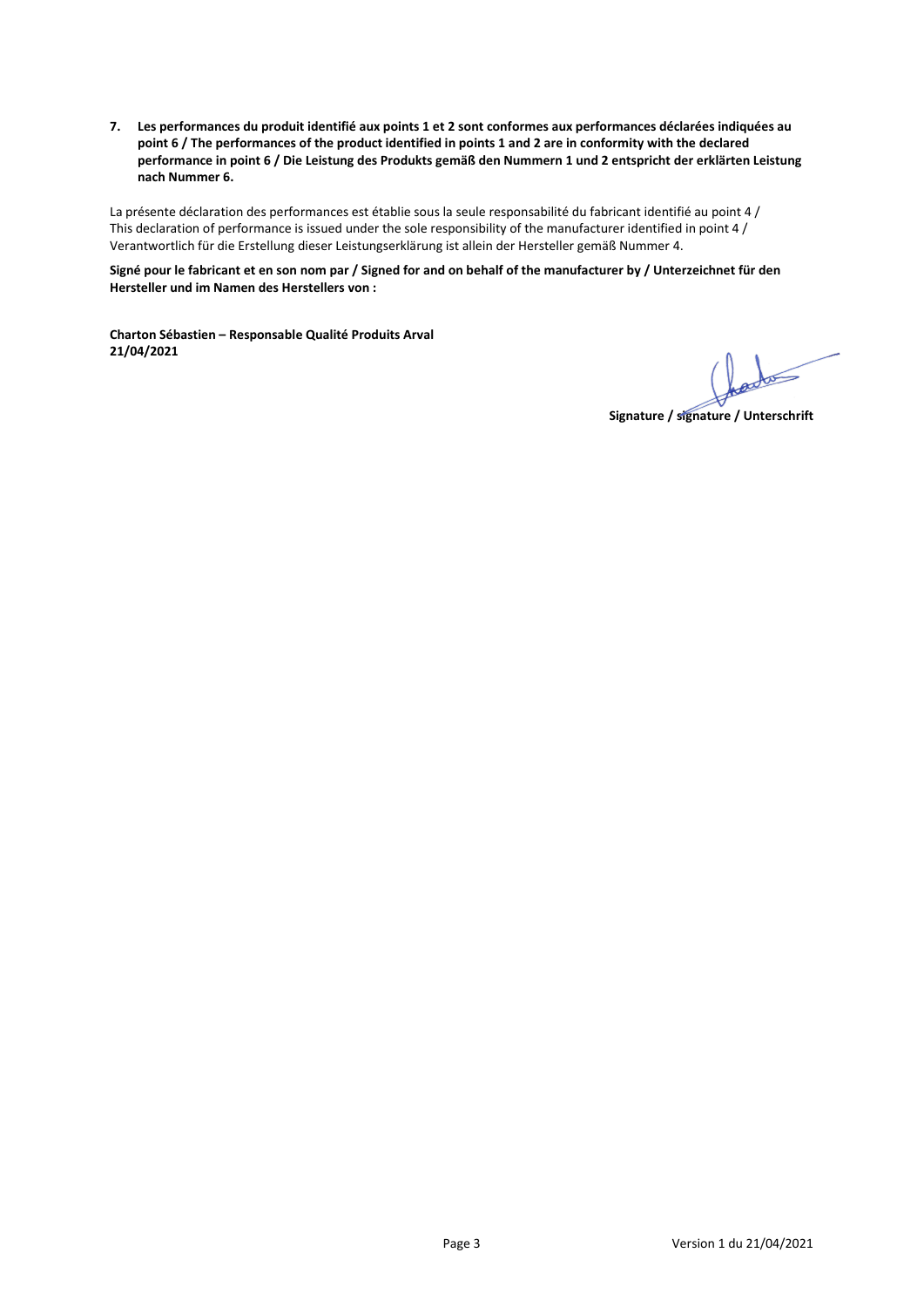**7. Les performances du produit identifié aux points 1 et 2 sont conformes aux performances déclarées indiquées au point 6 / The performances of the product identified in points 1 and 2 are in conformity with the declared performance in point 6 / Die Leistung des Produkts gemäß den Nummern 1 und 2 entspricht der erklärten Leistung nach Nummer 6.**

La présente déclaration des performances est établie sous la seule responsabilité du fabricant identifié au point 4 /
This declaration of performance is issued under the sole responsibility of the manufacturer identified in point 4 /
Verantwortlich für die Erstellung dieser Leistungserklärung ist allein der Hersteller gemäß Nummer 4.

**Signé pour le fabricant et en son nom par / Signed for and on behalf of the manufacturer by / Unterzeichnet für den Hersteller und im Namen des Herstellers von :**

**Charton Sébastien – Responsable Qualité Produits Arval**
**21/04/2021**

**Signature / signature / Unterschrift**

Version 1 du 21/04/2021